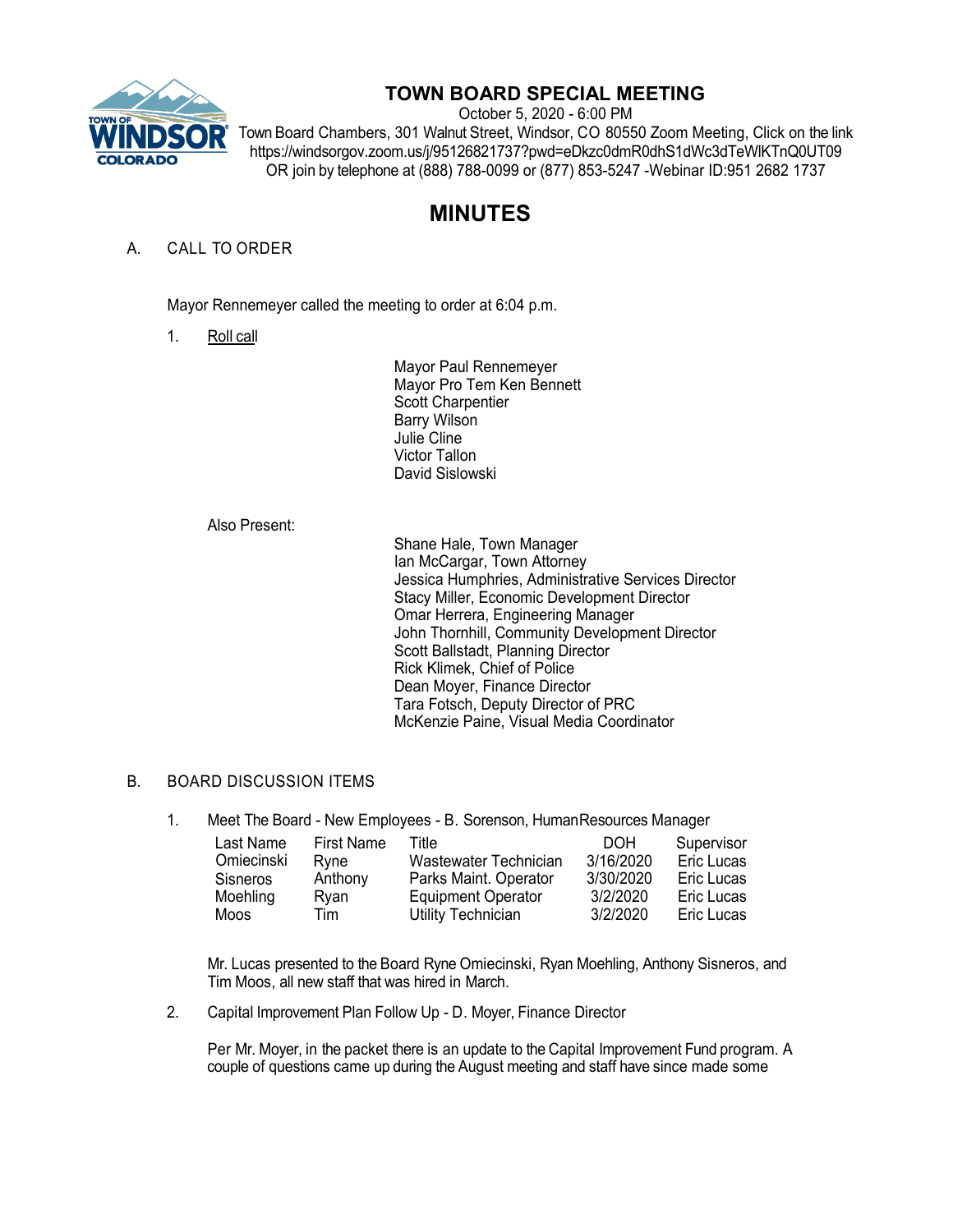# TOWN BOARD SPECIAL MEETING

October 5, 2020 - 6:00 PM
Town Board Chambers, 301 Walnut Street, Windsor, CO 80550 Zoom Meeting, Click on the link https://windsorgov.zoom.us/j/95126821737?pwd=eDkzc0dmR0dhS1dWc3dTeWlKTnQ0UT09
OR join by telephone at (888) 788-0099 or (877) 853-5247 -Webinar ID:951 2682 1737

# MINUTES

## A. CALL TO ORDER

Mayor Rennemeyer called the meeting to order at 6:04 p.m.

1. Roll call

Mayor Paul Rennemeyer
Mayor Pro Tem Ken Bennett
Scott Charpentier
Barry Wilson
Julie Cline
Victor Tallon
David Sislowski

Also Present:

Shane Hale, Town Manager
Ian McCargar, Town Attorney
Jessica Humphries, Administrative Services Director
Stacy Miller, Economic Development Director
Omar Herrera, Engineering Manager
John Thornhill, Community Development Director
Scott Ballstadt, Planning Director
Rick Klimek, Chief of Police
Dean Moyer, Finance Director
Tara Fotsch, Deputy Director of PRC
McKenzie Paine, Visual Media Coordinator

## B. BOARD DISCUSSION ITEMS

1. Meet The Board - New Employees - B. Sorenson, Human Resources Manager

| Last Name | First Name | Title | DOH | Supervisor |
|---|---|---|---|---|
| Omiecinski | Ryne | Wastewater Technician | 3/16/2020 | Eric Lucas |
| Sisneros | Anthony | Parks Maint. Operator | 3/30/2020 | Eric Lucas |
| Moehling | Ryan | Equipment Operator | 3/2/2020 | Eric Lucas |
| Moos | Tim | Utility Technician | 3/2/2020 | Eric Lucas |

Mr. Lucas presented to the Board Ryne Omiecinski, Ryan Moehling, Anthony Sisneros, and Tim Moos, all new staff that was hired in March.

2. Capital Improvement Plan Follow Up - D. Moyer, Finance Director

Per Mr. Moyer, in the packet there is an update to the Capital Improvement Fund program. A couple of questions came up during the August meeting and staff have since made some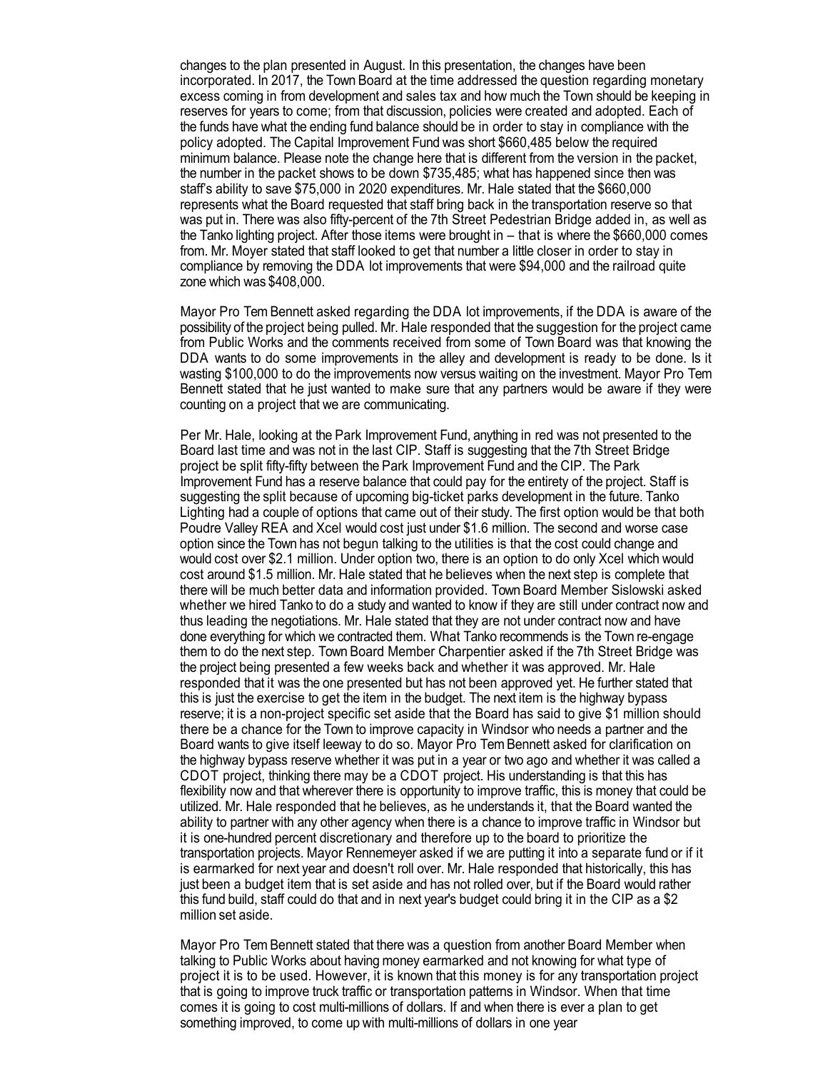changes to the plan presented in August. In this presentation, the changes have been incorporated. In 2017, the Town Board at the time addressed the question regarding monetary excess coming in from development and sales tax and how much the Town should be keeping in reserves for years to come; from that discussion, policies were created and adopted. Each of the funds have what the ending fund balance should be in order to stay in compliance with the policy adopted. The Capital Improvement Fund was short $660,485 below the required minimum balance. Please note the change here that is different from the version in the packet, the number in the packet shows to be down $735,485; what has happened since then was staff's ability to save $75,000 in 2020 expenditures. Mr. Hale stated that the $660,000 represents what the Board requested that staff bring back in the transportation reserve so that was put in. There was also fifty-percent of the 7th Street Pedestrian Bridge added in, as well as the Tanko lighting project. After those items were brought in – that is where the $660,000 comes from. Mr. Moyer stated that staff looked to get that number a little closer in order to stay in compliance by removing the DDA lot improvements that were $94,000 and the railroad quite zone which was $408,000.

Mayor Pro Tem Bennett asked regarding the DDA lot improvements, if the DDA is aware of the possibility of the project being pulled. Mr. Hale responded that the suggestion for the project came from Public Works and the comments received from some of Town Board was that knowing the DDA wants to do some improvements in the alley and development is ready to be done. Is it wasting $100,000 to do the improvements now versus waiting on the investment. Mayor Pro Tem Bennett stated that he just wanted to make sure that any partners would be aware if they were counting on a project that we are communicating.

Per Mr. Hale, looking at the Park Improvement Fund, anything in red was not presented to the Board last time and was not in the last CIP. Staff is suggesting that the 7th Street Bridge project be split fifty-fifty between the Park Improvement Fund and the CIP. The Park Improvement Fund has a reserve balance that could pay for the entirety of the project. Staff is suggesting the split because of upcoming big-ticket parks development in the future. Tanko Lighting had a couple of options that came out of their study. The first option would be that both Poudre Valley REA and Xcel would cost just under $1.6 million. The second and worse case option since the Town has not begun talking to the utilities is that the cost could change and would cost over $2.1 million. Under option two, there is an option to do only Xcel which would cost around $1.5 million. Mr. Hale stated that he believes when the next step is complete that there will be much better data and information provided. Town Board Member Sislowski asked whether we hired Tanko to do a study and wanted to know if they are still under contract now and thus leading the negotiations. Mr. Hale stated that they are not under contract now and have done everything for which we contracted them. What Tanko recommends is the Town re-engage them to do the next step. Town Board Member Charpentier asked if the 7th Street Bridge was the project being presented a few weeks back and whether it was approved. Mr. Hale responded that it was the one presented but has not been approved yet. He further stated that this is just the exercise to get the item in the budget. The next item is the highway bypass reserve; it is a non-project specific set aside that the Board has said to give $1 million should there be a chance for the Town to improve capacity in Windsor who needs a partner and the Board wants to give itself leeway to do so. Mayor Pro Tem Bennett asked for clarification on the highway bypass reserve whether it was put in a year or two ago and whether it was called a CDOT project, thinking there may be a CDOT project. His understanding is that this has flexibility now and that wherever there is opportunity to improve traffic, this is money that could be utilized. Mr. Hale responded that he believes, as he understands it, that the Board wanted the ability to partner with any other agency when there is a chance to improve traffic in Windsor but it is one-hundred percent discretionary and therefore up to the board to prioritize the transportation projects. Mayor Rennemeyer asked if we are putting it into a separate fund or if it is earmarked for next year and doesn't roll over. Mr. Hale responded that historically, this has just been a budget item that is set aside and has not rolled over, but if the Board would rather this fund build, staff could do that and in next year's budget could bring it in the CIP as a $2 million set aside.

Mayor Pro Tem Bennett stated that there was a question from another Board Member when talking to Public Works about having money earmarked and not knowing for what type of project it is to be used. However, it is known that this money is for any transportation project that is going to improve truck traffic or transportation patterns in Windsor. When that time comes it is going to cost multi-millions of dollars. If and when there is ever a plan to get something improved, to come up with multi-millions of dollars in one year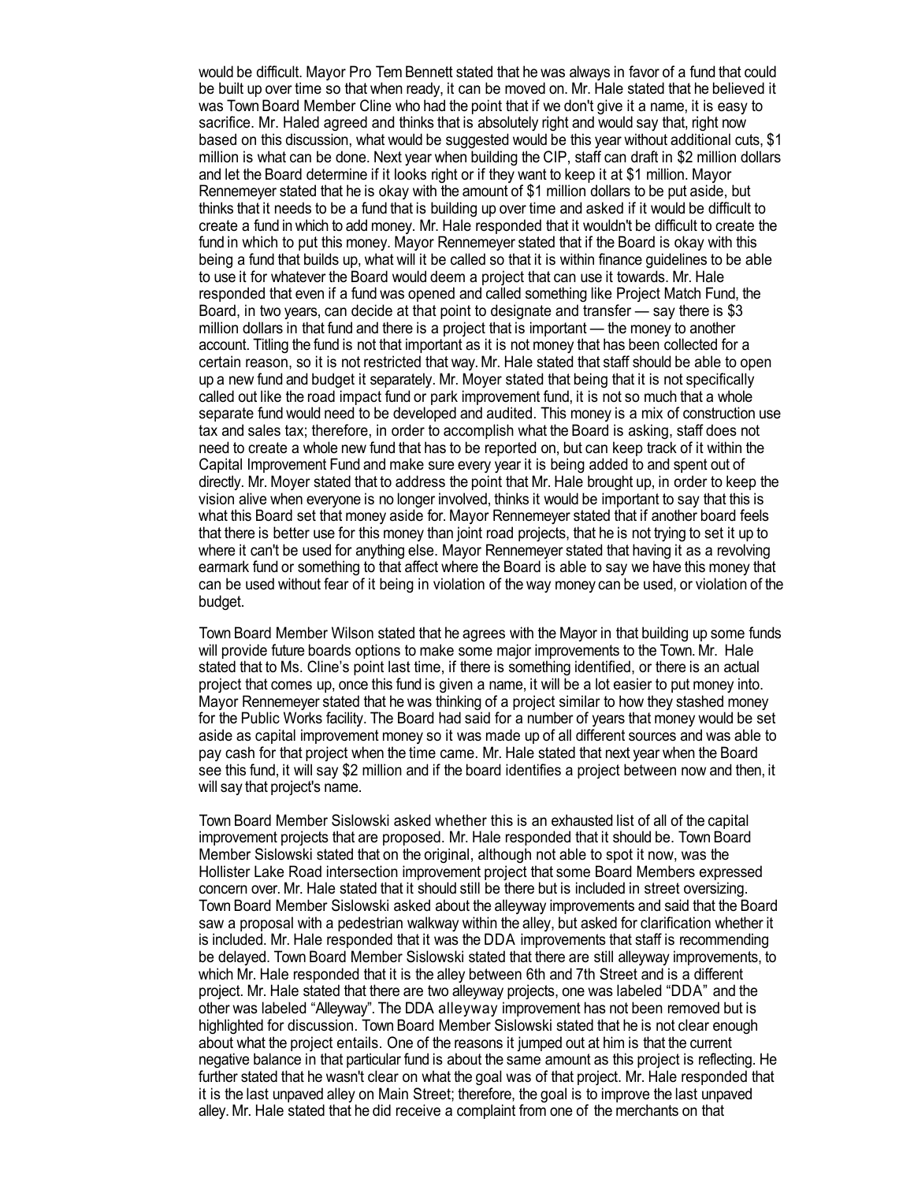would be difficult. Mayor Pro Tem Bennett stated that he was always in favor of a fund that could be built up over time so that when ready, it can be moved on. Mr. Hale stated that he believed it was Town Board Member Cline who had the point that if we don't give it a name, it is easy to sacrifice. Mr. Haled agreed and thinks that is absolutely right and would say that, right now based on this discussion, what would be suggested would be this year without additional cuts, $1 million is what can be done. Next year when building the CIP, staff can draft in $2 million dollars and let the Board determine if it looks right or if they want to keep it at $1 million. Mayor Rennemeyer stated that he is okay with the amount of $1 million dollars to be put aside, but thinks that it needs to be a fund that is building up over time and asked if it would be difficult to create a fund in which to add money. Mr. Hale responded that it wouldn't be difficult to create the fund in which to put this money. Mayor Rennemeyer stated that if the Board is okay with this being a fund that builds up, what will it be called so that it is within finance guidelines to be able to use it for whatever the Board would deem a project that can use it towards. Mr. Hale responded that even if a fund was opened and called something like Project Match Fund, the Board, in two years, can decide at that point to designate and transfer — say there is $3 million dollars in that fund and there is a project that is important — the money to another account. Titling the fund is not that important as it is not money that has been collected for a certain reason, so it is not restricted that way. Mr. Hale stated that staff should be able to open up a new fund and budget it separately. Mr. Moyer stated that being that it is not specifically called out like the road impact fund or park improvement fund, it is not so much that a whole separate fund would need to be developed and audited. This money is a mix of construction use tax and sales tax; therefore, in order to accomplish what the Board is asking, staff does not need to create a whole new fund that has to be reported on, but can keep track of it within the Capital Improvement Fund and make sure every year it is being added to and spent out of directly. Mr. Moyer stated that to address the point that Mr. Hale brought up, in order to keep the vision alive when everyone is no longer involved, thinks it would be important to say that this is what this Board set that money aside for. Mayor Rennemeyer stated that if another board feels that there is better use for this money than joint road projects, that he is not trying to set it up to where it can't be used for anything else. Mayor Rennemeyer stated that having it as a revolving earmark fund or something to that affect where the Board is able to say we have this money that can be used without fear of it being in violation of the way money can be used, or violation of the budget.

Town Board Member Wilson stated that he agrees with the Mayor in that building up some funds will provide future boards options to make some major improvements to the Town. Mr. Hale stated that to Ms. Cline's point last time, if there is something identified, or there is an actual project that comes up, once this fund is given a name, it will be a lot easier to put money into. Mayor Rennemeyer stated that he was thinking of a project similar to how they stashed money for the Public Works facility. The Board had said for a number of years that money would be set aside as capital improvement money so it was made up of all different sources and was able to pay cash for that project when the time came. Mr. Hale stated that next year when the Board see this fund, it will say $2 million and if the board identifies a project between now and then, it will say that project's name.

Town Board Member Sislowski asked whether this is an exhausted list of all of the capital improvement projects that are proposed. Mr. Hale responded that it should be. Town Board Member Sislowski stated that on the original, although not able to spot it now, was the Hollister Lake Road intersection improvement project that some Board Members expressed concern over. Mr. Hale stated that it should still be there but is included in street oversizing. Town Board Member Sislowski asked about the alleyway improvements and said that the Board saw a proposal with a pedestrian walkway within the alley, but asked for clarification whether it is included. Mr. Hale responded that it was the DDA improvements that staff is recommending be delayed. Town Board Member Sislowski stated that there are still alleyway improvements, to which Mr. Hale responded that it is the alley between 6th and 7th Street and is a different project. Mr. Hale stated that there are two alleyway projects, one was labeled "DDA" and the other was labeled "Alleyway". The DDA alleyway improvement has not been removed but is highlighted for discussion. Town Board Member Sislowski stated that he is not clear enough about what the project entails. One of the reasons it jumped out at him is that the current negative balance in that particular fund is about the same amount as this project is reflecting. He further stated that he wasn't clear on what the goal was of that project. Mr. Hale responded that it is the last unpaved alley on Main Street; therefore, the goal is to improve the last unpaved alley. Mr. Hale stated that he did receive a complaint from one of the merchants on that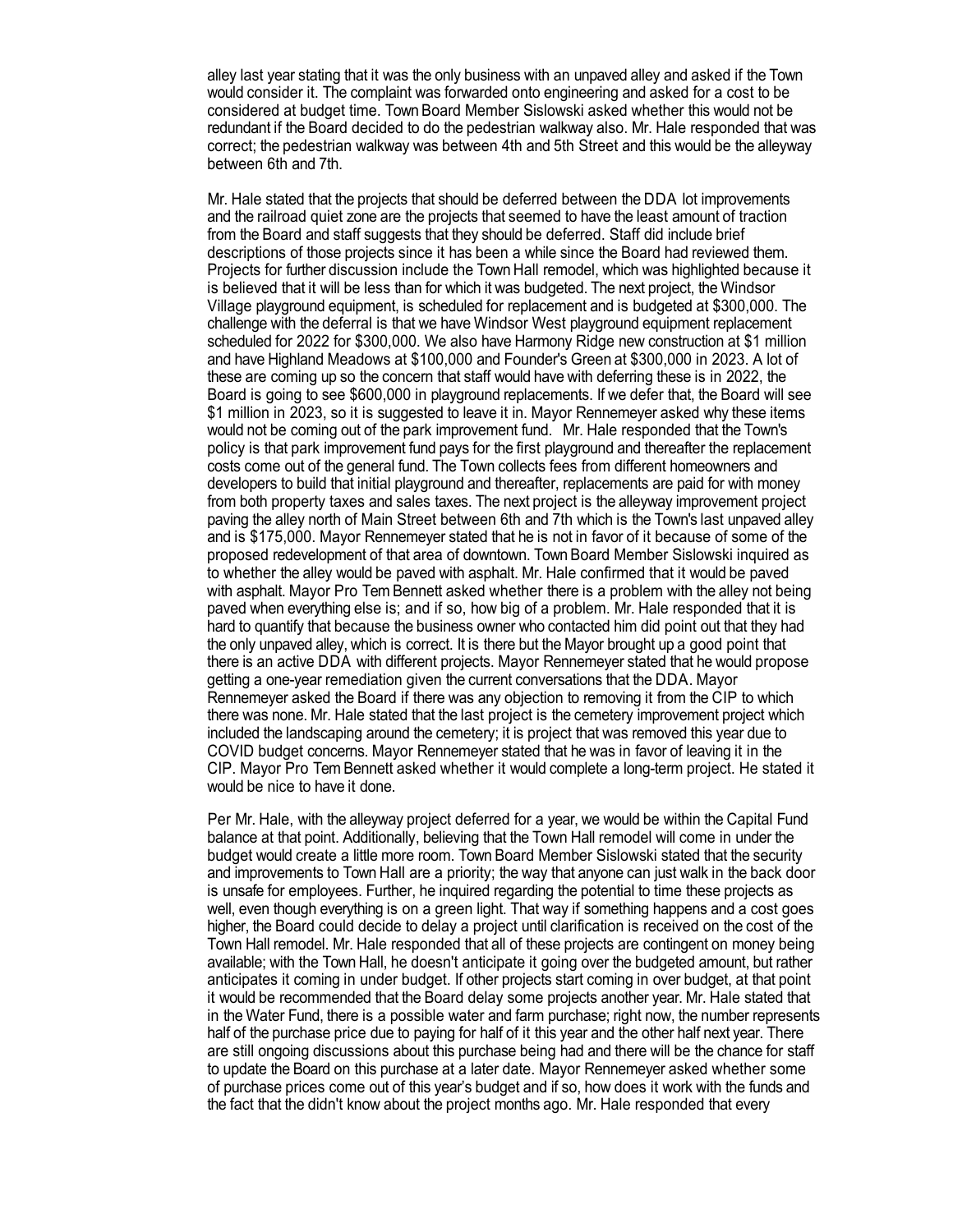alley last year stating that it was the only business with an unpaved alley and asked if the Town would consider it. The complaint was forwarded onto engineering and asked for a cost to be considered at budget time. Town Board Member Sislowski asked whether this would not be redundant if the Board decided to do the pedestrian walkway also. Mr. Hale responded that was correct; the pedestrian walkway was between 4th and 5th Street and this would be the alleyway between 6th and 7th.

Mr. Hale stated that the projects that should be deferred between the DDA lot improvements and the railroad quiet zone are the projects that seemed to have the least amount of traction from the Board and staff suggests that they should be deferred. Staff did include brief descriptions of those projects since it has been a while since the Board had reviewed them. Projects for further discussion include the Town Hall remodel, which was highlighted because it is believed that it will be less than for which it was budgeted. The next project, the Windsor Village playground equipment, is scheduled for replacement and is budgeted at $300,000. The challenge with the deferral is that we have Windsor West playground equipment replacement scheduled for 2022 for $300,000. We also have Harmony Ridge new construction at $1 million and have Highland Meadows at $100,000 and Founder's Green at $300,000 in 2023. A lot of these are coming up so the concern that staff would have with deferring these is in 2022, the Board is going to see $600,000 in playground replacements. If we defer that, the Board will see $1 million in 2023, so it is suggested to leave it in. Mayor Rennemeyer asked why these items would not be coming out of the park improvement fund. Mr. Hale responded that the Town's policy is that park improvement fund pays for the first playground and thereafter the replacement costs come out of the general fund. The Town collects fees from different homeowners and developers to build that initial playground and thereafter, replacements are paid for with money from both property taxes and sales taxes. The next project is the alleyway improvement project paving the alley north of Main Street between 6th and 7th which is the Town's last unpaved alley and is $175,000. Mayor Rennemeyer stated that he is not in favor of it because of some of the proposed redevelopment of that area of downtown. Town Board Member Sislowski inquired as to whether the alley would be paved with asphalt. Mr. Hale confirmed that it would be paved with asphalt. Mayor Pro Tem Bennett asked whether there is a problem with the alley not being paved when everything else is; and if so, how big of a problem. Mr. Hale responded that it is hard to quantify that because the business owner who contacted him did point out that they had the only unpaved alley, which is correct. It is there but the Mayor brought up a good point that there is an active DDA with different projects. Mayor Rennemeyer stated that he would propose getting a one-year remediation given the current conversations that the DDA. Mayor Rennemeyer asked the Board if there was any objection to removing it from the CIP to which there was none. Mr. Hale stated that the last project is the cemetery improvement project which included the landscaping around the cemetery; it is project that was removed this year due to COVID budget concerns. Mayor Rennemeyer stated that he was in favor of leaving it in the CIP. Mayor Pro Tem Bennett asked whether it would complete a long-term project. He stated it would be nice to have it done.

Per Mr. Hale, with the alleyway project deferred for a year, we would be within the Capital Fund balance at that point. Additionally, believing that the Town Hall remodel will come in under the budget would create a little more room. Town Board Member Sislowski stated that the security and improvements to Town Hall are a priority; the way that anyone can just walk in the back door is unsafe for employees. Further, he inquired regarding the potential to time these projects as well, even though everything is on a green light. That way if something happens and a cost goes higher, the Board could decide to delay a project until clarification is received on the cost of the Town Hall remodel. Mr. Hale responded that all of these projects are contingent on money being available; with the Town Hall, he doesn't anticipate it going over the budgeted amount, but rather anticipates it coming in under budget. If other projects start coming in over budget, at that point it would be recommended that the Board delay some projects another year. Mr. Hale stated that in the Water Fund, there is a possible water and farm purchase; right now, the number represents half of the purchase price due to paying for half of it this year and the other half next year. There are still ongoing discussions about this purchase being had and there will be the chance for staff to update the Board on this purchase at a later date. Mayor Rennemeyer asked whether some of purchase prices come out of this year's budget and if so, how does it work with the funds and the fact that the didn't know about the project months ago. Mr. Hale responded that every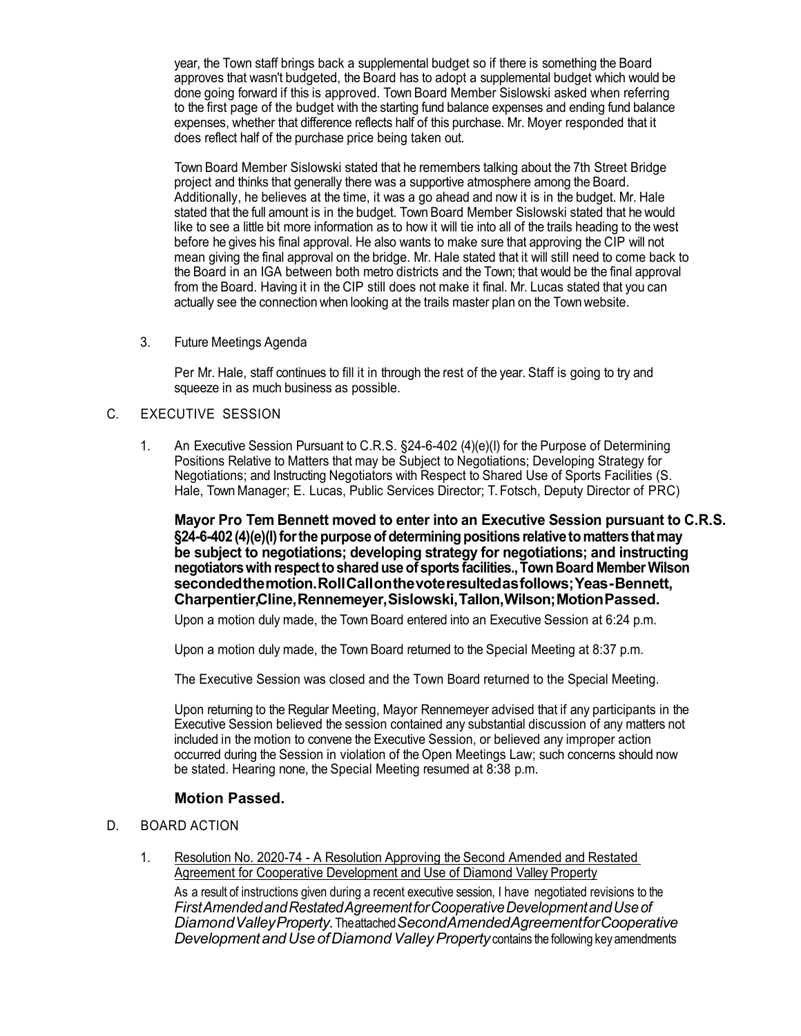year, the Town staff brings back a supplemental budget so if there is something the Board approves that wasn't budgeted, the Board has to adopt a supplemental budget which would be done going forward if this is approved. Town Board Member Sislowski asked when referring to the first page of the budget with the starting fund balance expenses and ending fund balance expenses, whether that difference reflects half of this purchase. Mr. Moyer responded that it does reflect half of the purchase price being taken out.

Town Board Member Sislowski stated that he remembers talking about the 7th Street Bridge project and thinks that generally there was a supportive atmosphere among the Board. Additionally, he believes at the time, it was a go ahead and now it is in the budget. Mr. Hale stated that the full amount is in the budget. Town Board Member Sislowski stated that he would like to see a little bit more information as to how it will tie into all of the trails heading to the west before he gives his final approval. He also wants to make sure that approving the CIP will not mean giving the final approval on the bridge. Mr. Hale stated that it will still need to come back to the Board in an IGA between both metro districts and the Town; that would be the final approval from the Board. Having it in the CIP still does not make it final. Mr. Lucas stated that you can actually see the connection when looking at the trails master plan on the Town website.

3. Future Meetings Agenda

   Per Mr. Hale, staff continues to fill it in through the rest of the year. Staff is going to try and squeeze in as much business as possible.

C. EXECUTIVE SESSION

1. An Executive Session Pursuant to C.R.S. §24-6-402 (4)(e)(I) for the Purpose of Determining Positions Relative to Matters that may be Subject to Negotiations; Developing Strategy for Negotiations; and Instructing Negotiators with Respect to Shared Use of Sports Facilities (S. Hale, Town Manager; E. Lucas, Public Services Director; T. Fotsch, Deputy Director of PRC)

   **Mayor Pro Tem Bennett moved to enter into an Executive Session pursuant to C.R.S. §24-6-402 (4)(e)(I) for the purpose of determining positions relative to matters that may be subject to negotiations; developing strategy for negotiations; and instructing negotiators with respect to shared use of sports facilities., Town Board Member Wilson seconded the motion. Roll Call on the vote resulted as follows; Yeas - Bennett, Charpentier, Cline, Rennemeyer, Sislowski, Tallon, Wilson; Motion Passed.**

   Upon a motion duly made, the Town Board entered into an Executive Session at 6:24 p.m.

   Upon a motion duly made, the Town Board returned to the Special Meeting at 8:37 p.m.

   The Executive Session was closed and the Town Board returned to the Special Meeting.

   Upon returning to the Regular Meeting, Mayor Rennemeyer advised that if any participants in the Executive Session believed the session contained any substantial discussion of any matters not included in the motion to convene the Executive Session, or believed any improper action occurred during the Session in violation of the Open Meetings Law; such concerns should now be stated. Hearing none, the Special Meeting resumed at 8:38 p.m.

   **Motion Passed.**

D. BOARD ACTION

1. Resolution No. 2020-74 - A Resolution Approving the Second Amended and Restated Agreement for Cooperative Development and Use of Diamond Valley Property

   As a result of instructions given during a recent executive session, I have negotiated revisions to the *First Amended and Restated Agreement for Cooperative Development and Use of Diamond Valley Property.* The attached *Second Amended Agreement for Cooperative Development and Use of Diamond Valley Property* contains the following key amendments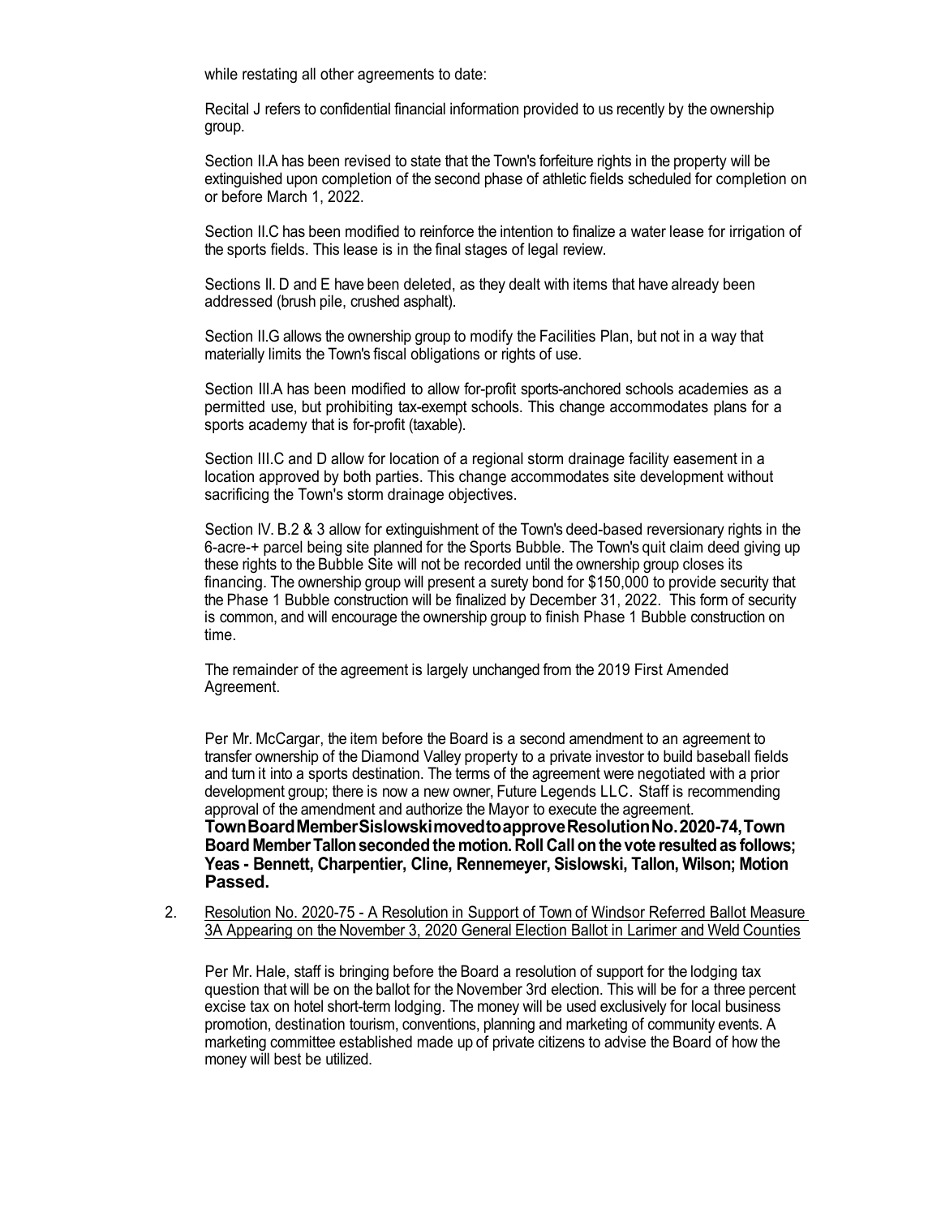while restating all other agreements to date:

Recital J refers to confidential financial information provided to us recently by the ownership group.

Section II.A has been revised to state that the Town's forfeiture rights in the property will be extinguished upon completion of the second phase of athletic fields scheduled for completion on or before March 1, 2022.

Section II.C has been modified to reinforce the intention to finalize a water lease for irrigation of the sports fields. This lease is in the final stages of legal review.

Sections II. D and E have been deleted, as they dealt with items that have already been addressed (brush pile, crushed asphalt).

Section II.G allows the ownership group to modify the Facilities Plan, but not in a way that materially limits the Town's fiscal obligations or rights of use.

Section III.A has been modified to allow for-profit sports-anchored schools academies as a permitted use, but prohibiting tax-exempt schools. This change accommodates plans for a sports academy that is for-profit (taxable).

Section III.C and D allow for location of a regional storm drainage facility easement in a location approved by both parties. This change accommodates site development without sacrificing the Town's storm drainage objectives.

Section IV. B.2 & 3 allow for extinguishment of the Town's deed-based reversionary rights in the 6-acre-+ parcel being site planned for the Sports Bubble. The Town's quit claim deed giving up these rights to the Bubble Site will not be recorded until the ownership group closes its financing. The ownership group will present a surety bond for $150,000 to provide security that the Phase 1 Bubble construction will be finalized by December 31, 2022. This form of security is common, and will encourage the ownership group to finish Phase 1 Bubble construction on time.

The remainder of the agreement is largely unchanged from the 2019 First Amended Agreement.

Per Mr. McCargar, the item before the Board is a second amendment to an agreement to transfer ownership of the Diamond Valley property to a private investor to build baseball fields and turn it into a sports destination. The terms of the agreement were negotiated with a prior development group; there is now a new owner, Future Legends LLC. Staff is recommending approval of the amendment and authorize the Mayor to execute the agreement.
**Town Board Member Sislowski moved to approve Resolution No. 2020-74, Town Board Member Tallon seconded the motion. Roll Call on the vote resulted as follows; Yeas - Bennett, Charpentier, Cline, Rennemeyer, Sislowski, Tallon, Wilson; Motion Passed.**

2. Resolution No. 2020-75 - A Resolution in Support of Town of Windsor Referred Ballot Measure 3A Appearing on the November 3, 2020 General Election Ballot in Larimer and Weld Counties

   Per Mr. Hale, staff is bringing before the Board a resolution of support for the lodging tax question that will be on the ballot for the November 3rd election. This will be for a three percent excise tax on hotel short-term lodging. The money will be used exclusively for local business promotion, destination tourism, conventions, planning and marketing of community events. A marketing committee established made up of private citizens to advise the Board of how the money will best be utilized.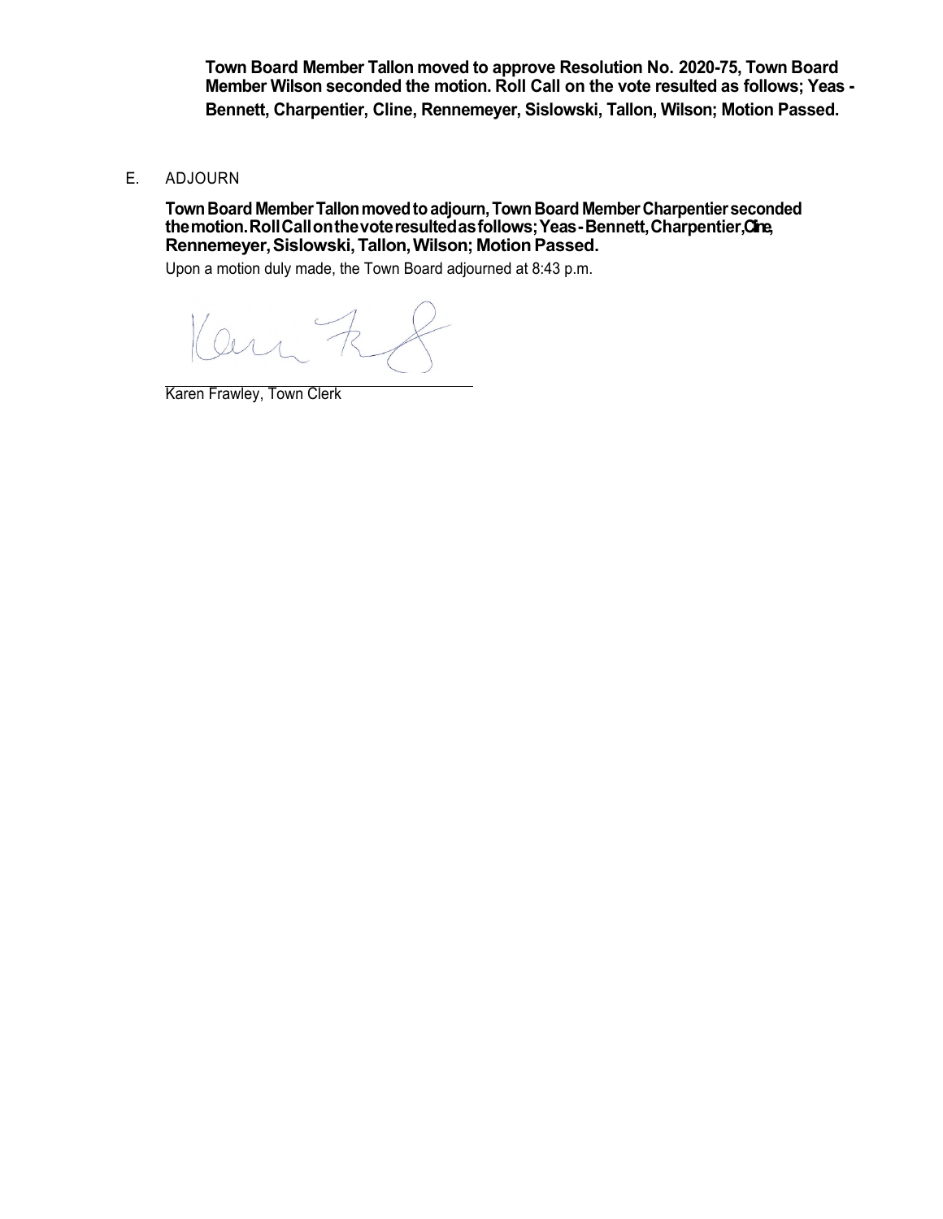**Town Board Member Tallon moved to approve Resolution No. 2020-75, Town Board Member Wilson seconded the motion. Roll Call on the vote resulted as follows; Yeas - Bennett, Charpentier, Cline, Rennemeyer, Sislowski, Tallon, Wilson; Motion Passed.**

E. ADJOURN

**Town Board Member Tallon moved to adjourn, Town Board Member Charpentier seconded the motion. Roll Call on the vote resulted as follows; Yeas - Bennett, Charpentier, Cline, Rennemeyer, Sislowski, Tallon, Wilson; Motion Passed.**

Upon a motion duly made, the Town Board adjourned at 8:43 p.m.

Karen Frawley, Town Clerk